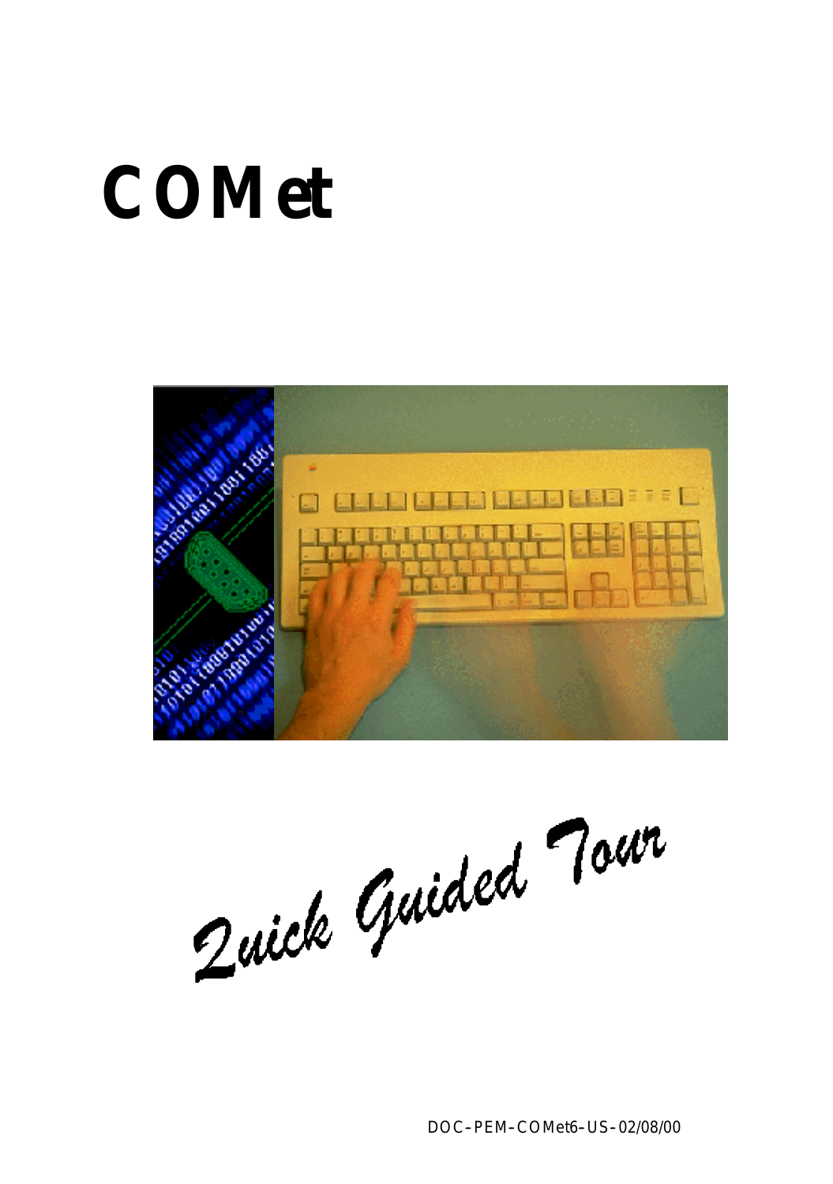# COMet

Quick Guided Tour

DOC-PEM-COMet6-US-02/08/00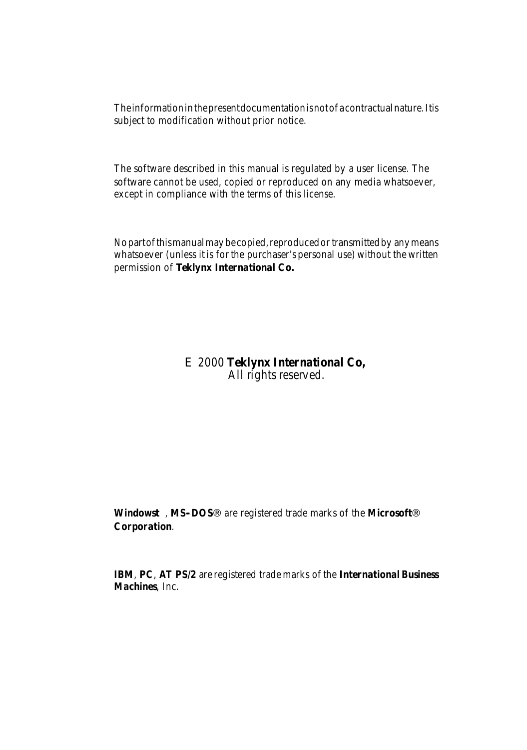The information in the present documentation is not of a contractual nature. It is subject to modification without prior notice.

The software described in this manual is regulated by a user license. The software cannot be used, copied or reproduced on any media whatsoever, except in compliance with the terms of this license.

No part of this manual may be copied, reproduced or transmitted by any means whatsoever (unless it is for the purchaser's personal use) without the written permission of **Teklynx International Co.**

E 2000 **Teklynx International Co,**
All rights reserved.

**Windowst** , **MS–DOS**® are registered trade marks of the **Microsoft**® **Corporation**.

**IBM**, **PC**, **AT PS/2** are registered trade marks of the **International Business Machines**, Inc.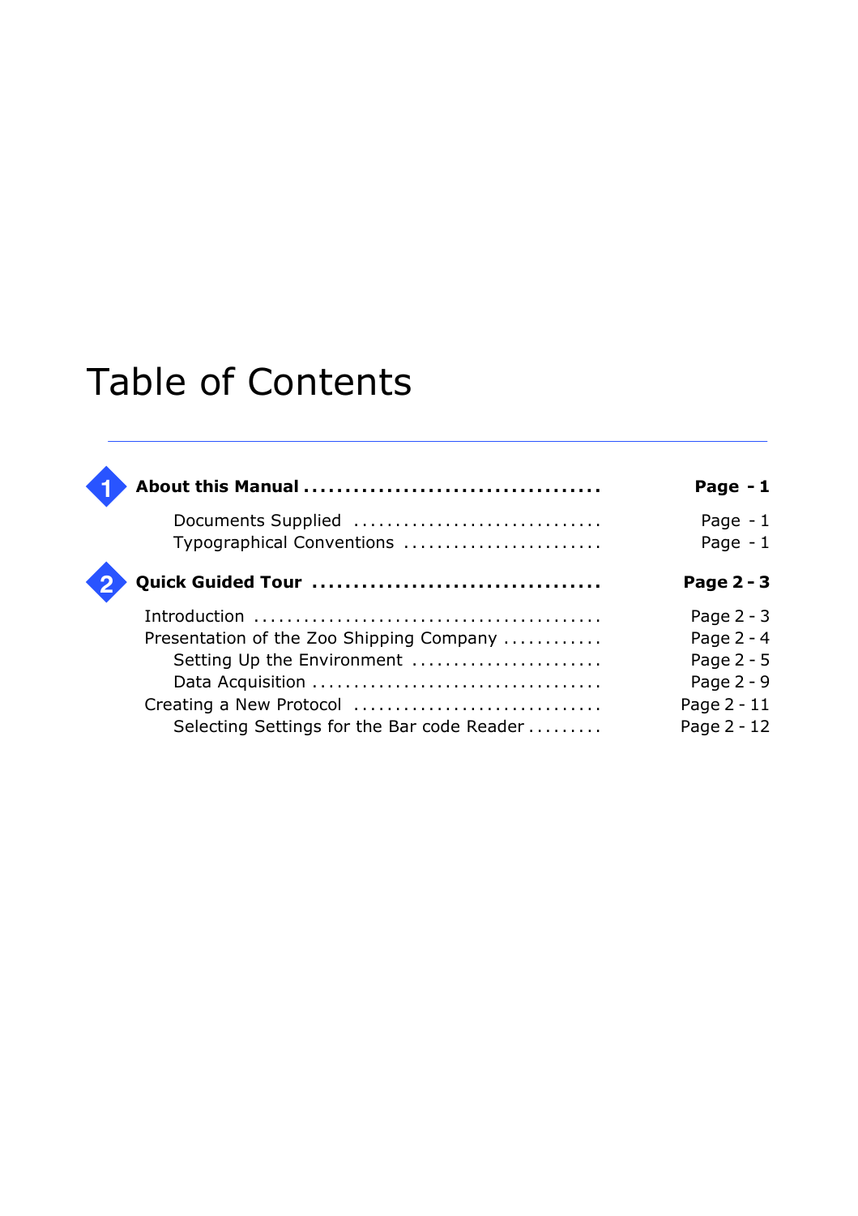# Table of Contents

| | |
|---|---|
| **1 About this Manual** | **Page - 1** |
| Documents Supplied | Page - 1 |
| Typographical Conventions | Page - 1 |
| **2 Quick Guided Tour** | **Page 2 - 3** |
| Introduction | Page 2 - 3 |
| Presentation of the Zoo Shipping Company | Page 2 - 4 |
| Setting Up the Environment | Page 2 - 5 |
| Data Acquisition | Page 2 - 9 |
| Creating a New Protocol | Page 2 - 11 |
| Selecting Settings for the Bar code Reader | Page 2 - 12 |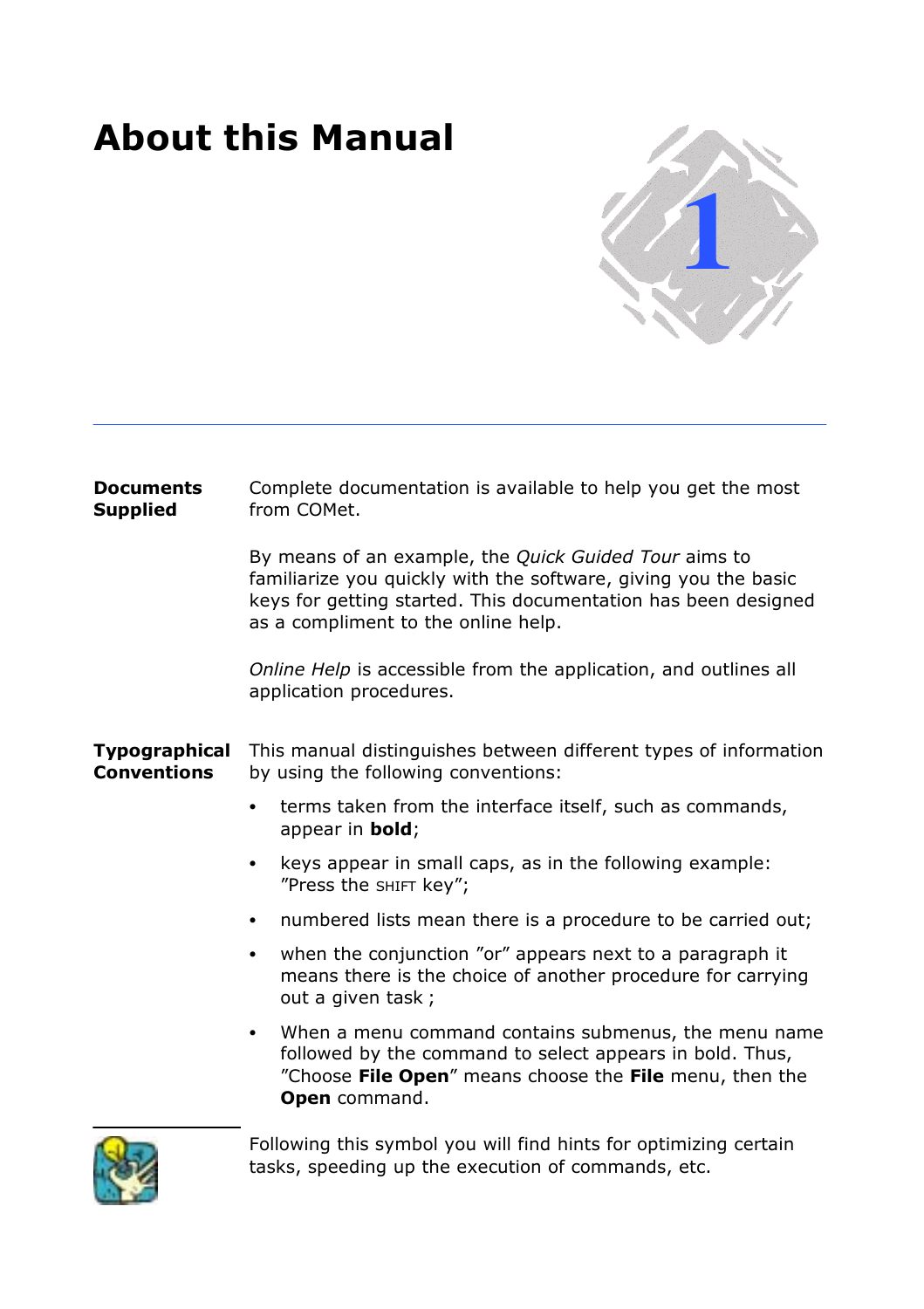# About this Manual

1

**Documents Supplied**

Complete documentation is available to help you get the most from COMet.

By means of an example, the *Quick Guided Tour* aims to familiarize you quickly with the software, giving you the basic keys for getting started. This documentation has been designed as a compliment to the online help.

*Online Help* is accessible from the application, and outlines all application procedures.

**Typographical Conventions**

This manual distinguishes between different types of information by using the following conventions:

- terms taken from the interface itself, such as commands, appear in **bold**;
- keys appear in small caps, as in the following example: ”Press the SHIFT key”;
- numbered lists mean there is a procedure to be carried out;
- when the conjunction ”or” appears next to a paragraph it means there is the choice of another procedure for carrying out a given task ;
- When a menu command contains submenus, the menu name followed by the command to select appears in bold. Thus, ”Choose **File Open**” means choose the **File** menu, then the **Open** command.

Following this symbol you will find hints for optimizing certain tasks, speeding up the execution of commands, etc.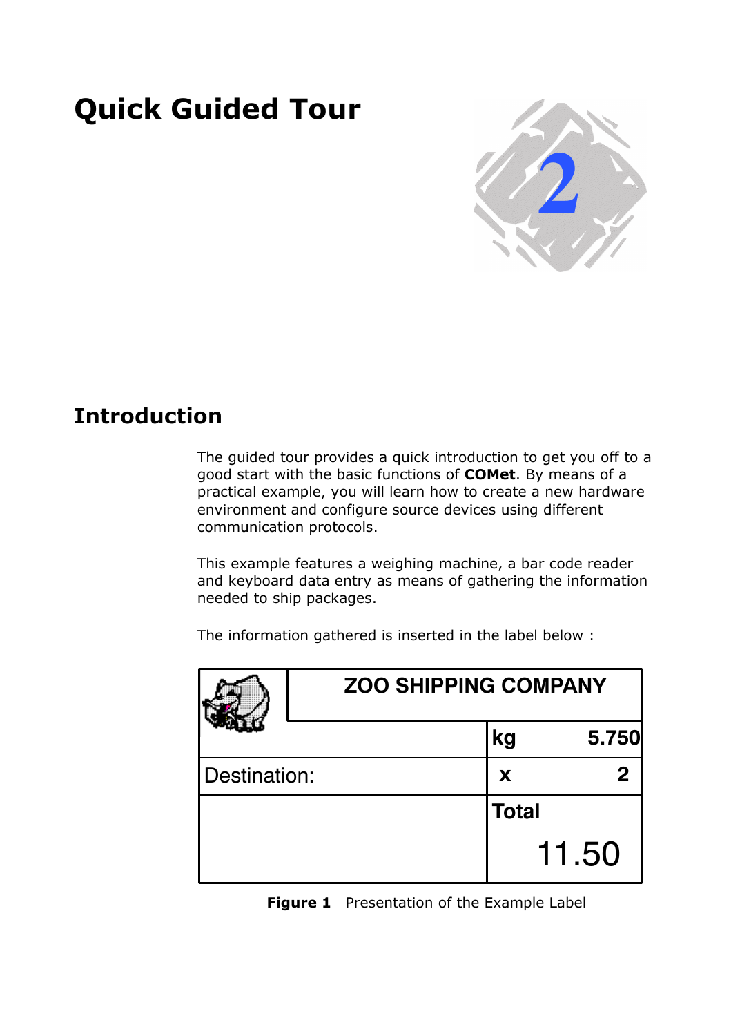# Quick Guided Tour

2

## Introduction

The guided tour provides a quick introduction to get you off to a good start with the basic functions of **COMet**. By means of a practical example, you will learn how to create a new hardware environment and configure source devices using different communication protocols.

This example features a weighing machine, a bar code reader and keyboard data entry as means of gathering the information needed to ship packages.

The information gathered is inserted in the label below :

| | | |
|---|---|---|
| | **ZOO SHIPPING COMPANY** | |
| | **kg** | **5.750** |
| Destination: | **x** | **2** |
| | **Total** | 11.50 |

**Figure 1** Presentation of the Example Label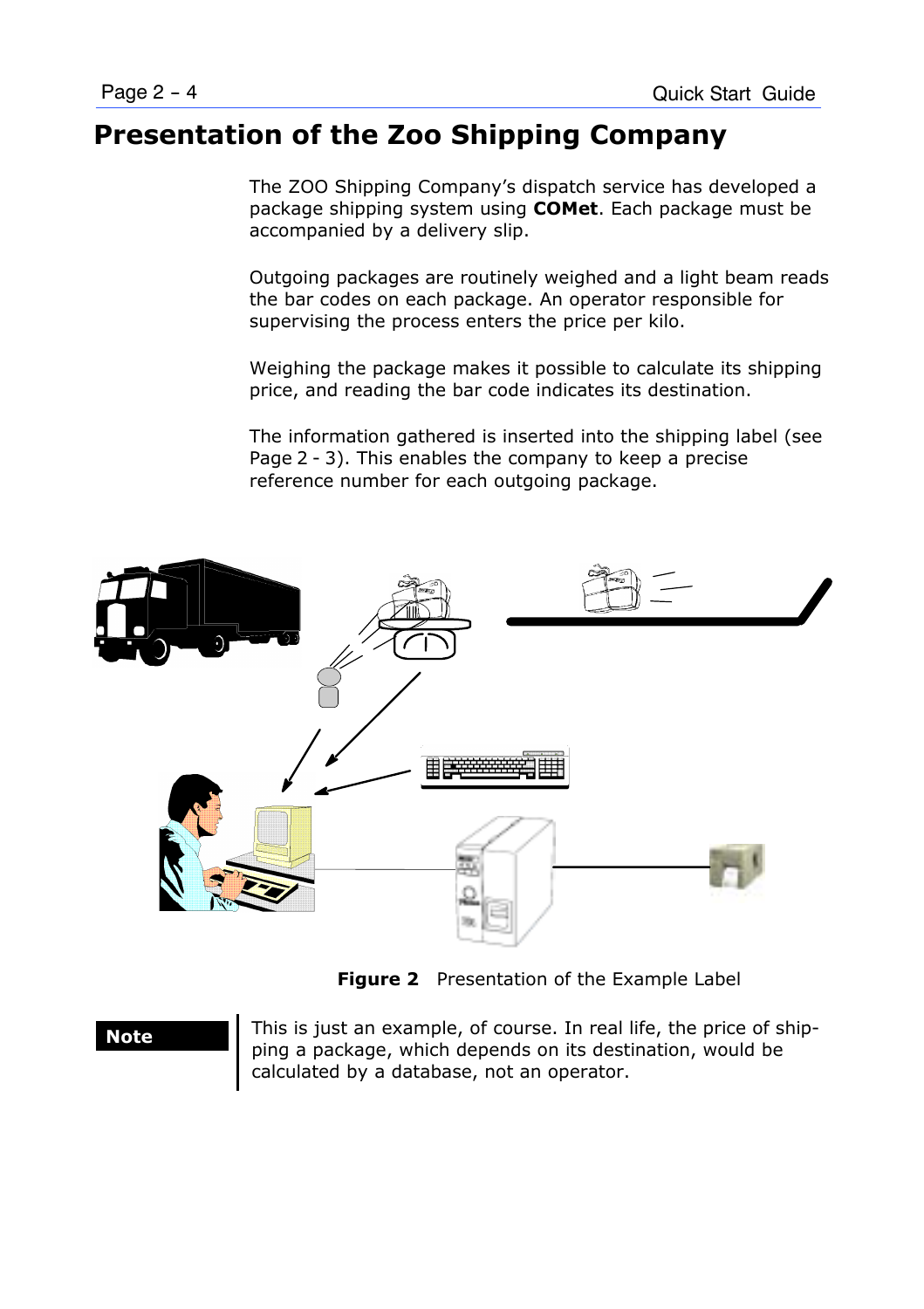# Presentation of the Zoo Shipping Company

The ZOO Shipping Company’s dispatch service has developed a package shipping system using **COMet**. Each package must be accompanied by a delivery slip.

Outgoing packages are routinely weighed and a light beam reads the bar codes on each package. An operator responsible for supervising the process enters the price per kilo.

Weighing the package makes it possible to calculate its shipping price, and reading the bar code indicates its destination.

The information gathered is inserted into the shipping label (see Page 2 - 3). This enables the company to keep a precise reference number for each outgoing package.

**Figure 2** Presentation of the Example Label

**Note**

This is just an example, of course. In real life, the price of shipping a package, which depends on its destination, would be calculated by a database, not an operator.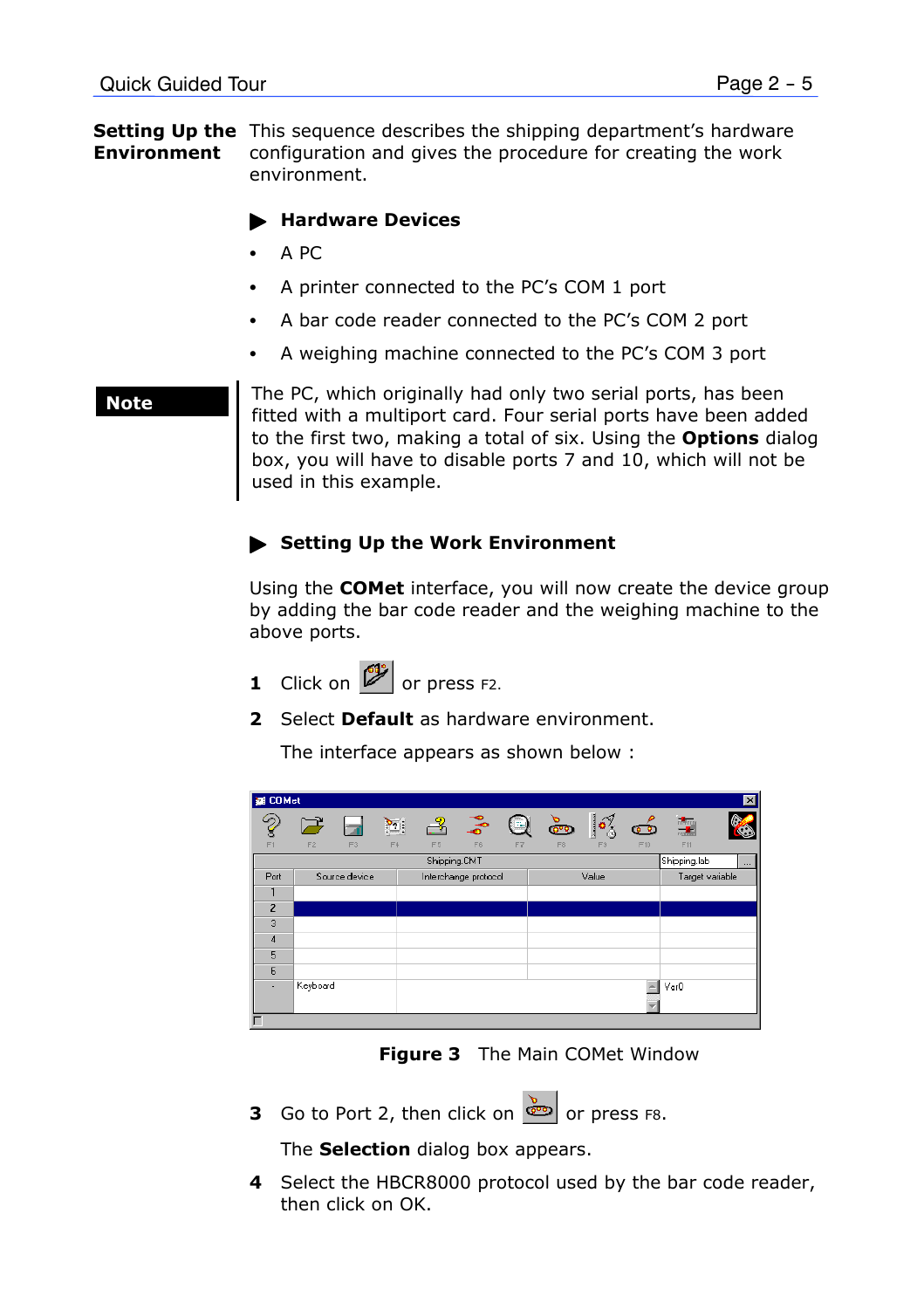## Setting Up the Environment

This sequence describes the shipping department's hardware configuration and gives the procedure for creating the work environment.

### ▶ Hardware Devices

- A PC
- A printer connected to the PC's COM 1 port
- A bar code reader connected to the PC's COM 2 port
- A weighing machine connected to the PC's COM 3 port

**Note**

The PC, which originally had only two serial ports, has been fitted with a multiport card. Four serial ports have been added to the first two, making a total of six. Using the **Options** dialog box, you will have to disable ports 7 and 10, which will not be used in this example.

### ▶ Setting Up the Work Environment

Using the **COMet** interface, you will now create the device group by adding the bar code reader and the weighing machine to the above ports.

**1** Click on [icon] or press F2.

**2** Select **Default** as hardware environment.

The interface appears as shown below :

**Figure 3** The Main COMet Window

**3** Go to Port 2, then click on [icon] or press F8.

The **Selection** dialog box appears.

**4** Select the HBCR8000 protocol used by the bar code reader, then click on OK.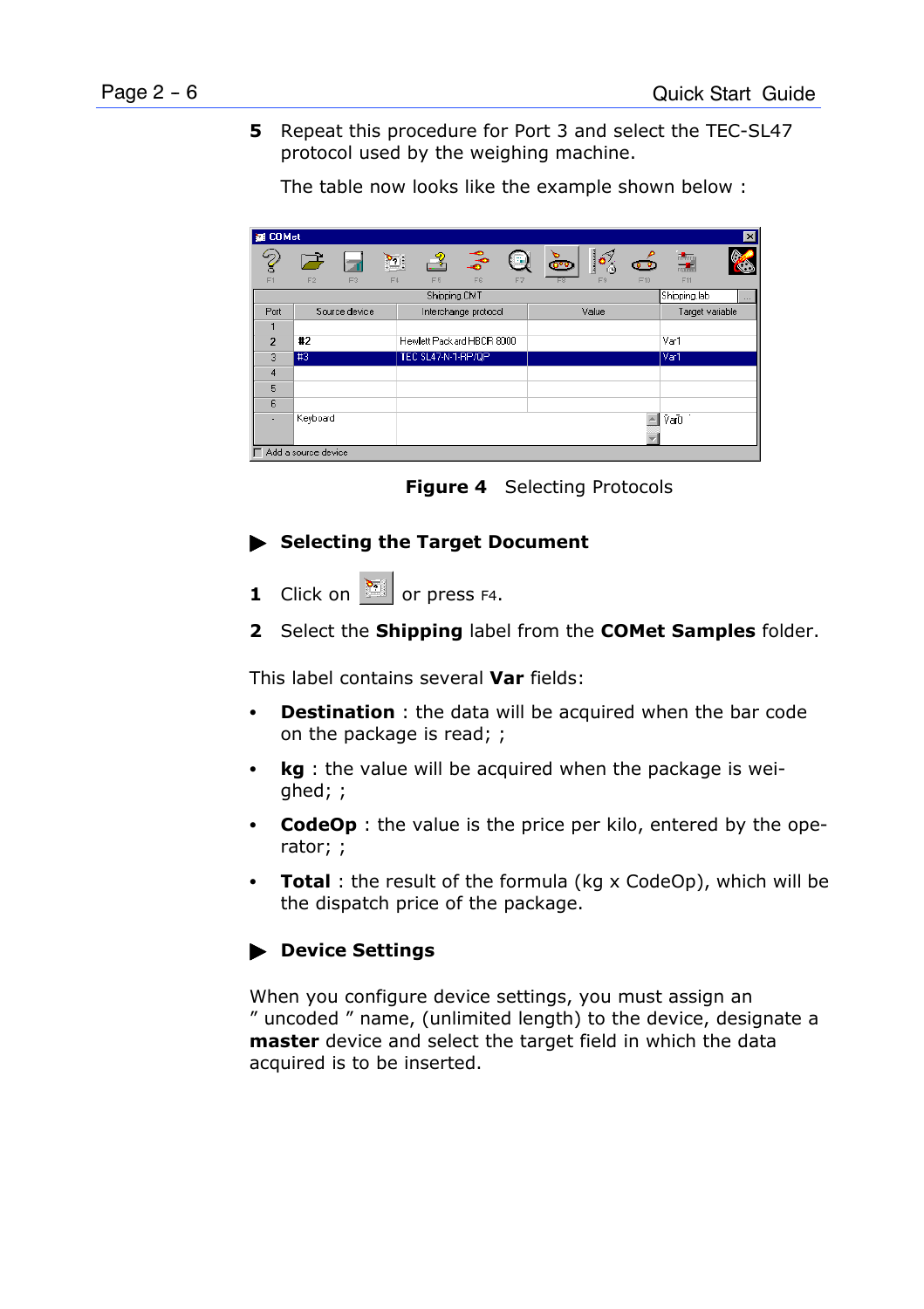5 Repeat this procedure for Port 3 and select the TEC-SL47 protocol used by the weighing machine.

The table now looks like the example shown below :

**Figure 4** Selecting Protocols

### ▶ Selecting the Target Document

1 Click on [icon] or press F4.

2 Select the **Shipping** label from the **COMet Samples** folder.

This label contains several **Var** fields:

- **Destination** : the data will be acquired when the bar code on the package is read; ;
- **kg** : the value will be acquired when the package is weighed; ;
- **CodeOp** : the value is the price per kilo, entered by the operator; ;
- **Total** : the result of the formula (kg x CodeOp), which will be the dispatch price of the package.

### ▶ Device Settings

When you configure device settings, you must assign an " uncoded " name, (unlimited length) to the device, designate a **master** device and select the target field in which the data acquired is to be inserted.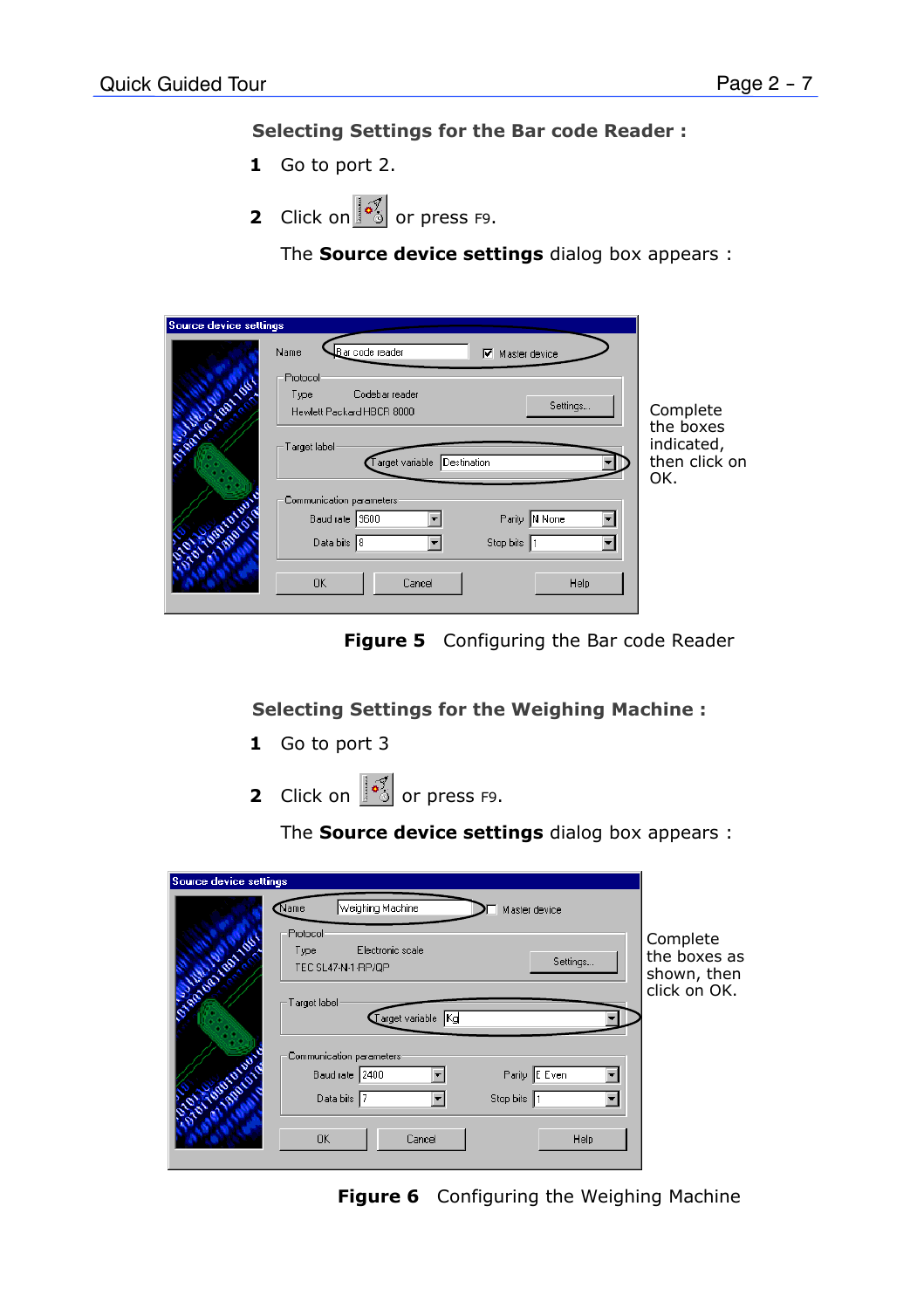### Selecting Settings for the Bar code Reader :

**1** Go to port 2.

**2** Click on or press F9.

The **Source device settings** dialog box appears :

Complete the boxes indicated, then click on OK.

**Figure 5** Configuring the Bar code Reader

### Selecting Settings for the Weighing Machine :

**1** Go to port 3

**2** Click on or press F9.

The **Source device settings** dialog box appears :

Complete the boxes as shown, then click on OK.

**Figure 6** Configuring the Weighing Machine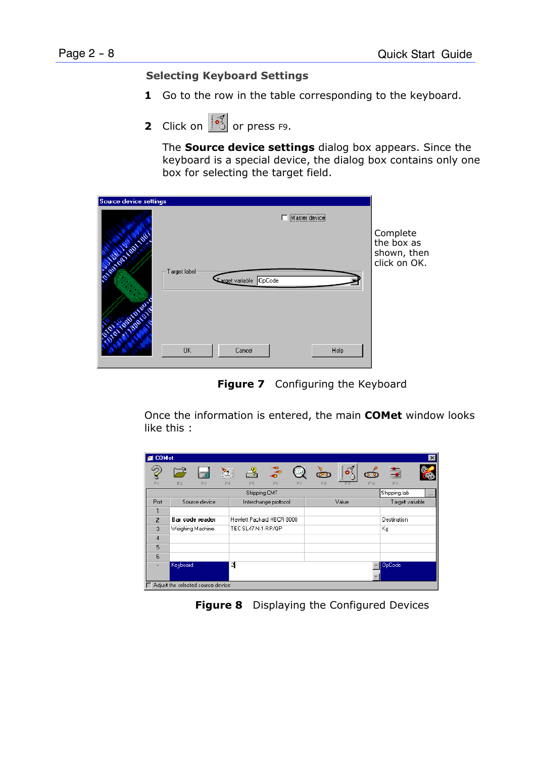### Selecting Keyboard Settings

**1** Go to the row in the table corresponding to the keyboard.

**2** Click on  or press F9.

The **Source device settings** dialog box appears. Since the keyboard is a special device, the dialog box contains only one box for selecting the target field.

Complete the box as shown, then click on OK.

**Figure 7** Configuring the Keyboard

Once the information is entered, the main **COMet** window looks like this :

**Figure 8** Displaying the Configured Devices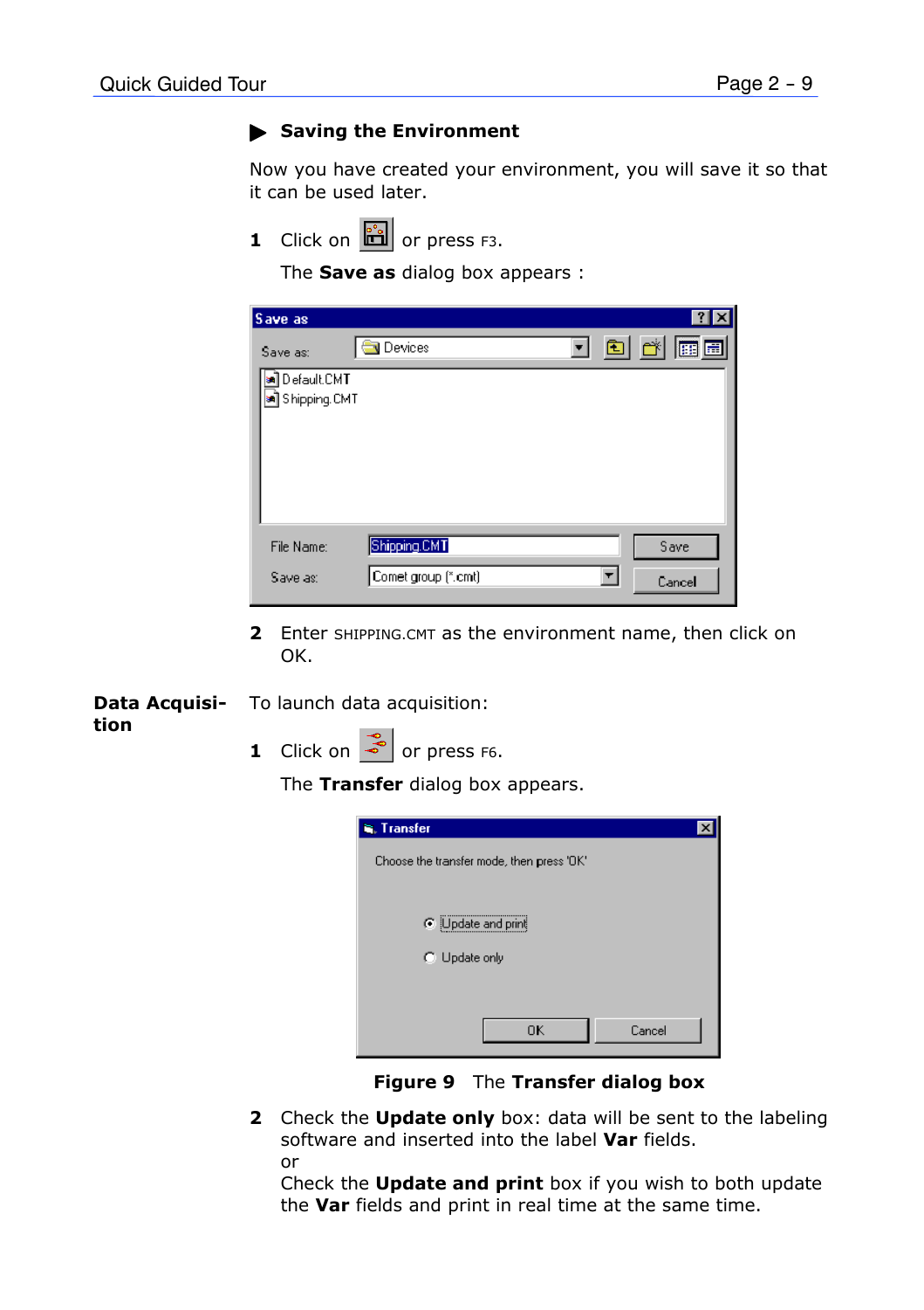### Saving the Environment

Now you have created your environment, you will save it so that it can be used later.

1 Click on [icon] or press F3.

The **Save as** dialog box appears :

2 Enter SHIPPING.CMT as the environment name, then click on OK.

**Data Acquisition**

To launch data acquisition:

1 Click on [icon] or press F6.

The **Transfer** dialog box appears.

**Figure 9** The **Transfer dialog box**

2 Check the **Update only** box: data will be sent to the labeling software and inserted into the label **Var** fields.
or
Check the **Update and print** box if you wish to both update the **Var** fields and print in real time at the same time.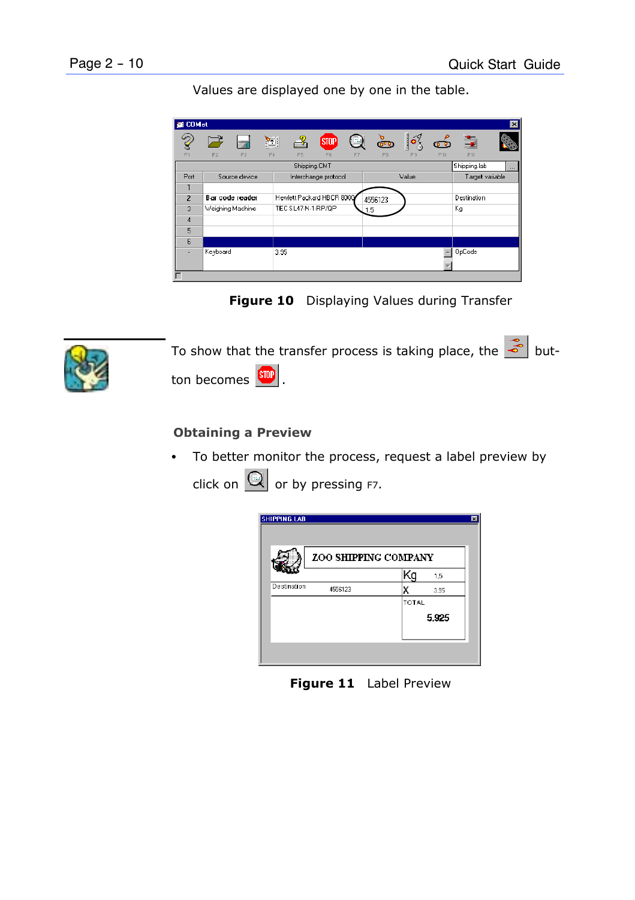Values are displayed one by one in the table.

**Figure 10** Displaying Values during Transfer

To show that the transfer process is taking place, the button becomes .

### Obtaining a Preview

- To better monitor the process, request a label preview by click on  or by pressing F7.

**Figure 11** Label Preview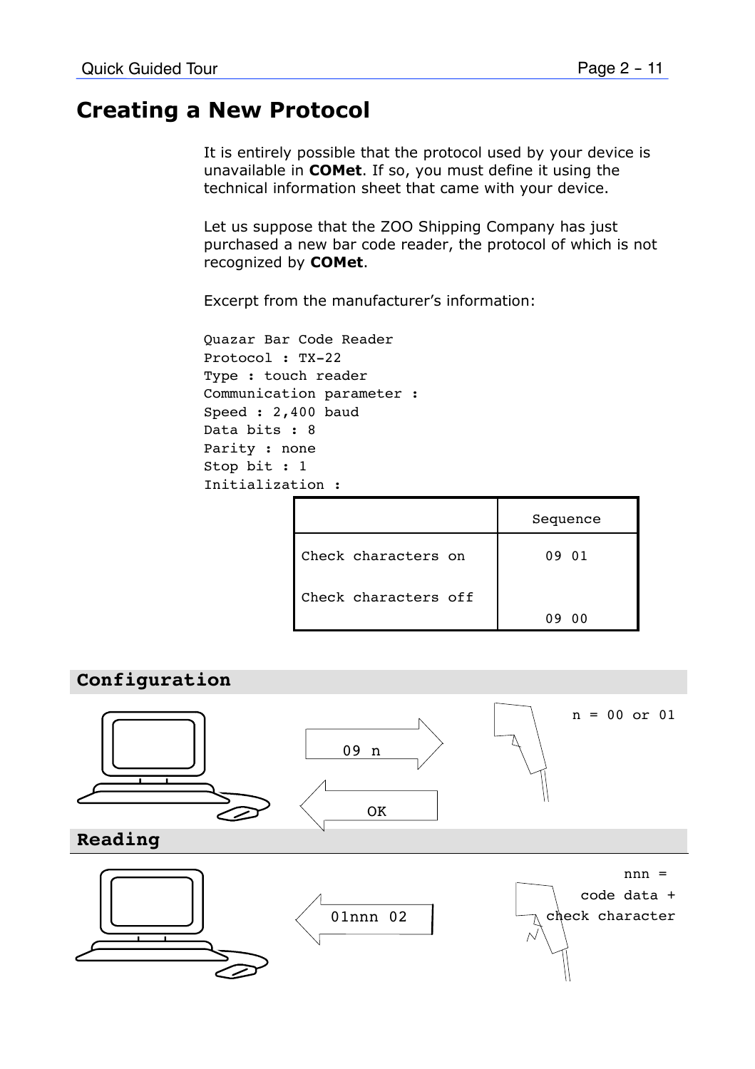# Creating a New Protocol

It is entirely possible that the protocol used by your device is unavailable in **COMet**. If so, you must define it using the technical information sheet that came with your device.

Let us suppose that the ZOO Shipping Company has just purchased a new bar code reader, the protocol of which is not recognized by **COMet**.

Excerpt from the manufacturer's information:

```
Quazar Bar Code Reader
Protocol : TX-22
Type : touch reader
Communication parameter :
Speed : 2,400 baud
Data bits : 8
Parity : none
Stop bit : 1
Initialization :
```

| | Sequence |
|---|---|
| Check characters on | 09 01 |
| Check characters off | 09 00 |

## Configuration

09 n

OK

n = 00 or 01

## Reading

01nnn 02

nnn = code data + check character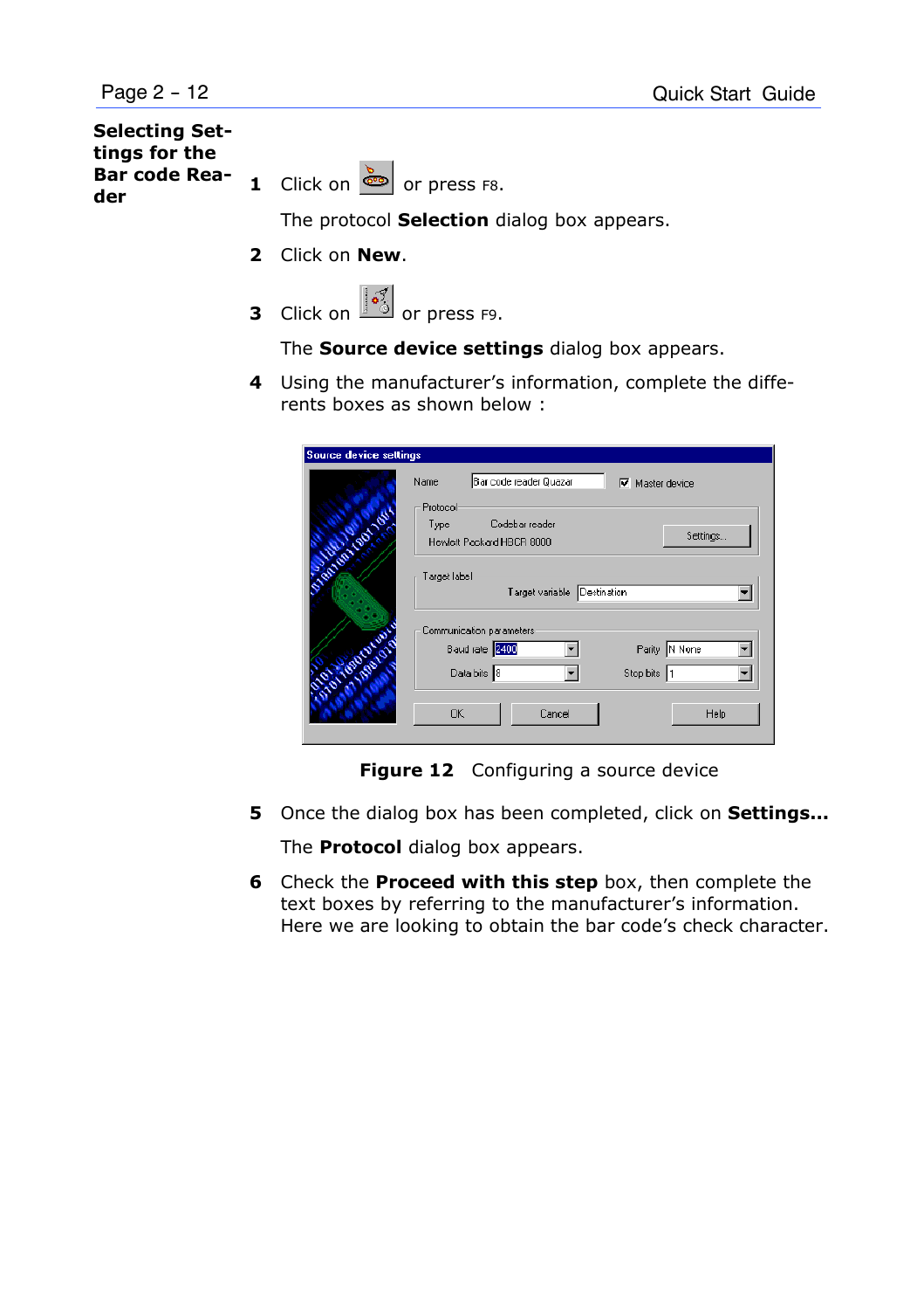## Selecting Settings for the Bar code Reader

1 Click on  or press F8.

The protocol **Selection** dialog box appears.

2 Click on **New**.

3 Click on  or press F9.

The **Source device settings** dialog box appears.

4 Using the manufacturer's information, complete the differents boxes as shown below :

**Figure 12** Configuring a source device

5 Once the dialog box has been completed, click on **Settings...**

The **Protocol** dialog box appears.

6 Check the **Proceed with this step** box, then complete the text boxes by referring to the manufacturer's information. Here we are looking to obtain the bar code's check character.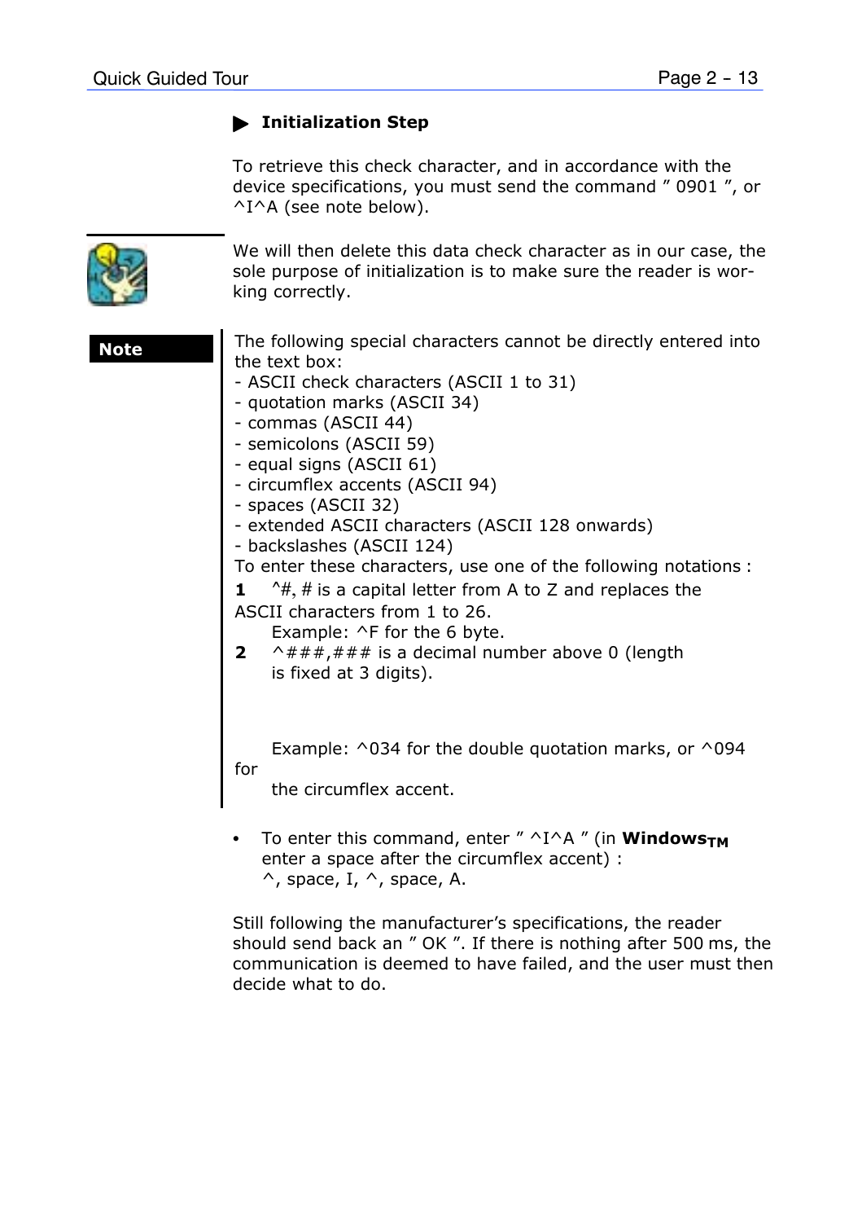### ▶ Initialization Step

To retrieve this check character, and in accordance with the device specifications, you must send the command " 0901 ", or ^I^A (see note below).

We will then delete this data check character as in our case, the sole purpose of initialization is to make sure the reader is working correctly.

**Note**

The following special characters cannot be directly entered into the text box:
- ASCII check characters (ASCII 1 to 31)
- quotation marks (ASCII 34)
- commas (ASCII 44)
- semicolons (ASCII 59)
- equal signs (ASCII 61)
- circumflex accents (ASCII 94)
- spaces (ASCII 32)
- extended ASCII characters (ASCII 128 onwards)
- backslashes (ASCII 124)

To enter these characters, use one of the following notations :

**1** ^#, # is a capital letter from A to Z and replaces the ASCII characters from 1 to 26.
Example: ^F for the 6 byte.

**2** ^###,### is a decimal number above 0 (length is fixed at 3 digits).

Example: ^034 for the double quotation marks, or ^094 for the circumflex accent.

- To enter this command, enter " ^I^A " (in **Windows$_{TM}$** enter a space after the circumflex accent) :
  ^, space, I, ^, space, A.

Still following the manufacturer's specifications, the reader should send back an " OK ". If there is nothing after 500 ms, the communication is deemed to have failed, and the user must then decide what to do.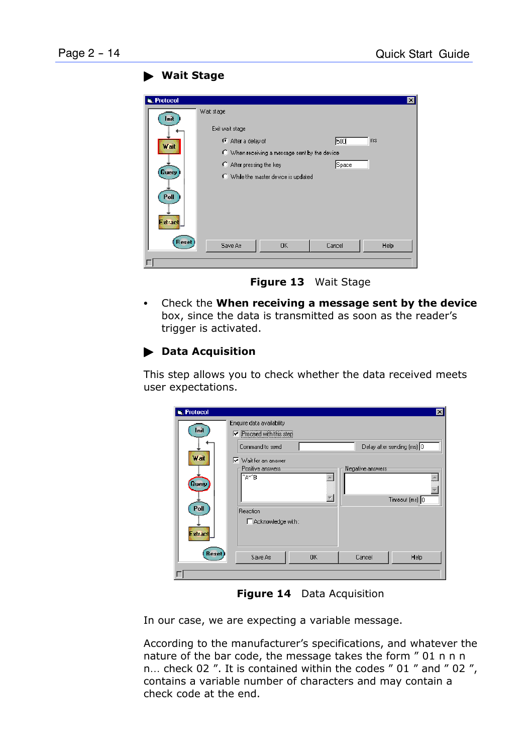## ▶ Wait Stage

**Figure 13** Wait Stage

- Check the **When receiving a message sent by the device** box, since the data is transmitted as soon as the reader's trigger is activated.

## ▶ Data Acquisition

This step allows you to check whether the data received meets user expectations.

**Figure 14** Data Acquisition

In our case, we are expecting a variable message.

According to the manufacturer's specifications, and whatever the nature of the bar code, the message takes the form " 01 n n n n… check 02 ". It is contained within the codes " 01 " and " 02 ", contains a variable number of characters and may contain a check code at the end.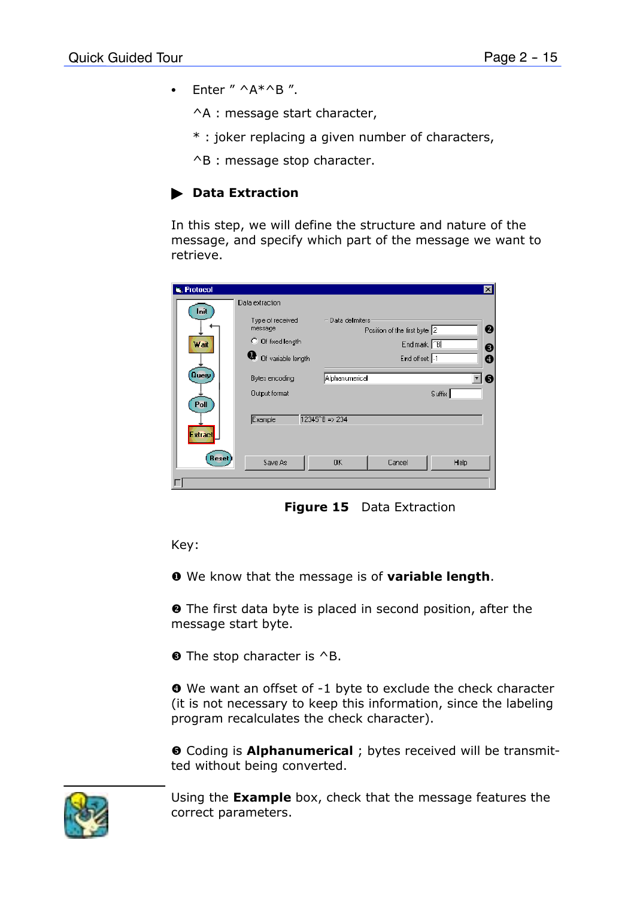- Enter " ^A*^B ".

  ^A : message start character,

  * : joker replacing a given number of characters,

  ^B : message stop character.

### ▶ Data Extraction

In this step, we will define the structure and nature of the message, and specify which part of the message we want to retrieve.

**Figure 15** Data Extraction

Key:

❶ We know that the message is of **variable length**.

❷ The first data byte is placed in second position, after the message start byte.

❸ The stop character is ^B.

❹ We want an offset of -1 byte to exclude the check character (it is not necessary to keep this information, since the labeling program recalculates the check character).

❺ Coding is **Alphanumerical** ; bytes received will be transmitted without being converted.

Using the **Example** box, check that the message features the correct parameters.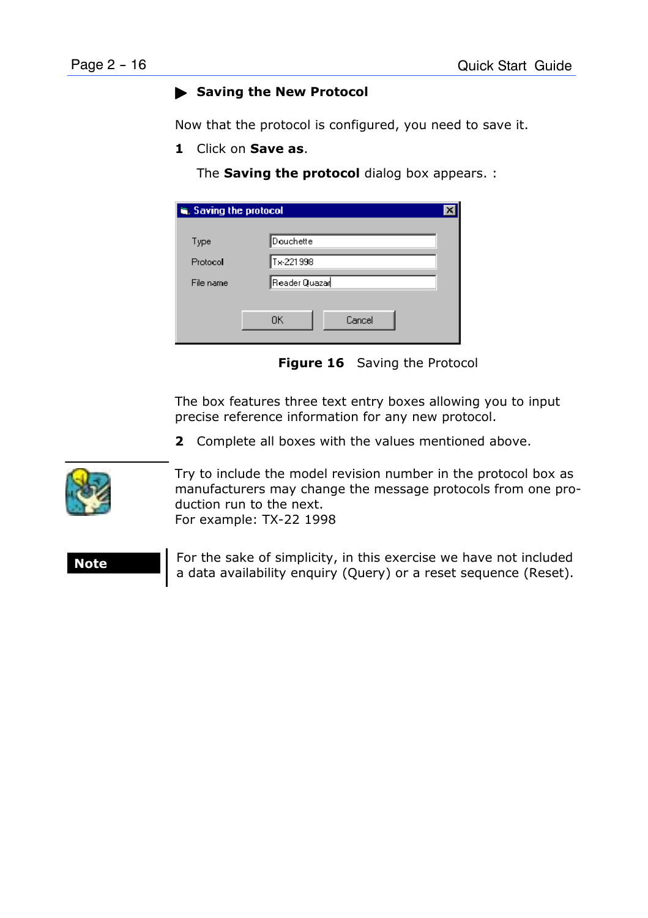## ▶ Saving the New Protocol

Now that the protocol is configured, you need to save it.

**1** Click on **Save as**.

The **Saving the protocol** dialog box appears. :

Saving the protocol

Type: Douchette

Protocol: Tx-221998

File name: Reader Quazar

OK    Cancel

**Figure 16** Saving the Protocol

The box features three text entry boxes allowing you to input precise reference information for any new protocol.

**2** Complete all boxes with the values mentioned above.

Try to include the model revision number in the protocol box as manufacturers may change the message protocols from one production run to the next.
For example: TX-22 1998

**Note**

For the sake of simplicity, in this exercise we have not included a data availability enquiry (Query) or a reset sequence (Reset).